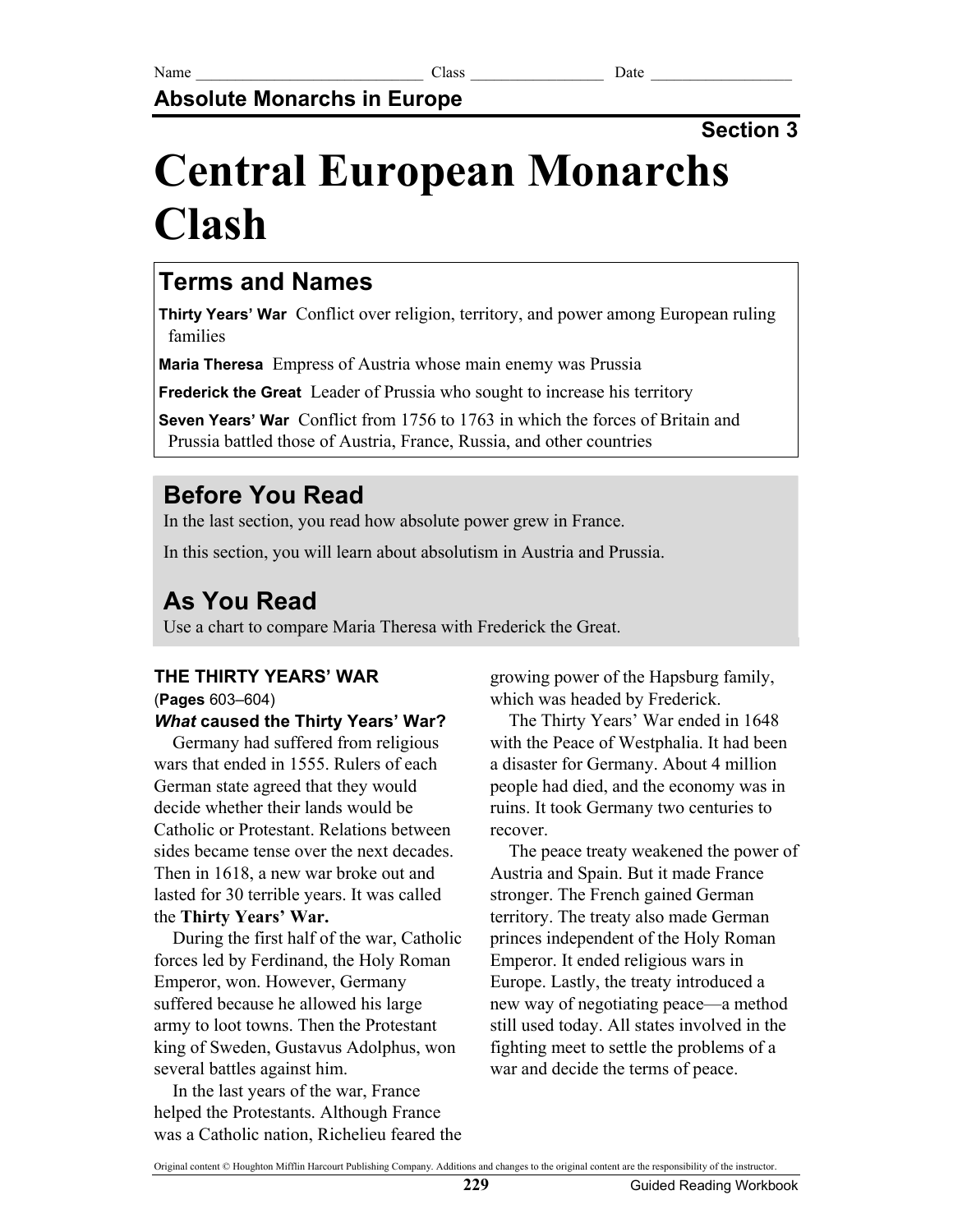Name _____________________________ Class _________________ Date __________________

**Absolute Monarchs in Europe**

**Section 3**

# Central European Monarchs Clash

## Terms and Names

**Thirty Years' War** Conflict over religion, territory, and power among European ruling families

**Maria Theresa** Empress of Austria whose main enemy was Prussia

**Frederick the Great** Leader of Prussia who sought to increase his territory

**Seven Years' War** Conflict from 1756 to 1763 in which the forces of Britain and Prussia battled those of Austria, France, Russia, and other countries

## Before You Read

In the last section, you read how absolute power grew in France.

In this section, you will learn about absolutism in Austria and Prussia.

## As You Read

Use a chart to compare Maria Theresa with Frederick the Great.

### THE THIRTY YEARS' WAR

(**Pages** 603–604)

***What* caused the Thirty Years' War?**

Germany had suffered from religious wars that ended in 1555. Rulers of each German state agreed that they would decide whether their lands would be Catholic or Protestant. Relations between sides became tense over the next decades. Then in 1618, a new war broke out and lasted for 30 terrible years. It was called the **Thirty Years' War.**

During the first half of the war, Catholic forces led by Ferdinand, the Holy Roman Emperor, won. However, Germany suffered because he allowed his large army to loot towns. Then the Protestant king of Sweden, Gustavus Adolphus, won several battles against him.

In the last years of the war, France helped the Protestants. Although France was a Catholic nation, Richelieu feared the growing power of the Hapsburg family, which was headed by Frederick.

The Thirty Years' War ended in 1648 with the Peace of Westphalia. It had been a disaster for Germany. About 4 million people had died, and the economy was in ruins. It took Germany two centuries to recover.

The peace treaty weakened the power of Austria and Spain. But it made France stronger. The French gained German territory. The treaty also made German princes independent of the Holy Roman Emperor. It ended religious wars in Europe. Lastly, the treaty introduced a new way of negotiating peace—a method still used today. All states involved in the fighting meet to settle the problems of a war and decide the terms of peace.

Original content © Houghton Mifflin Harcourt Publishing Company. Additions and changes to the original content are the responsibility of the instructor.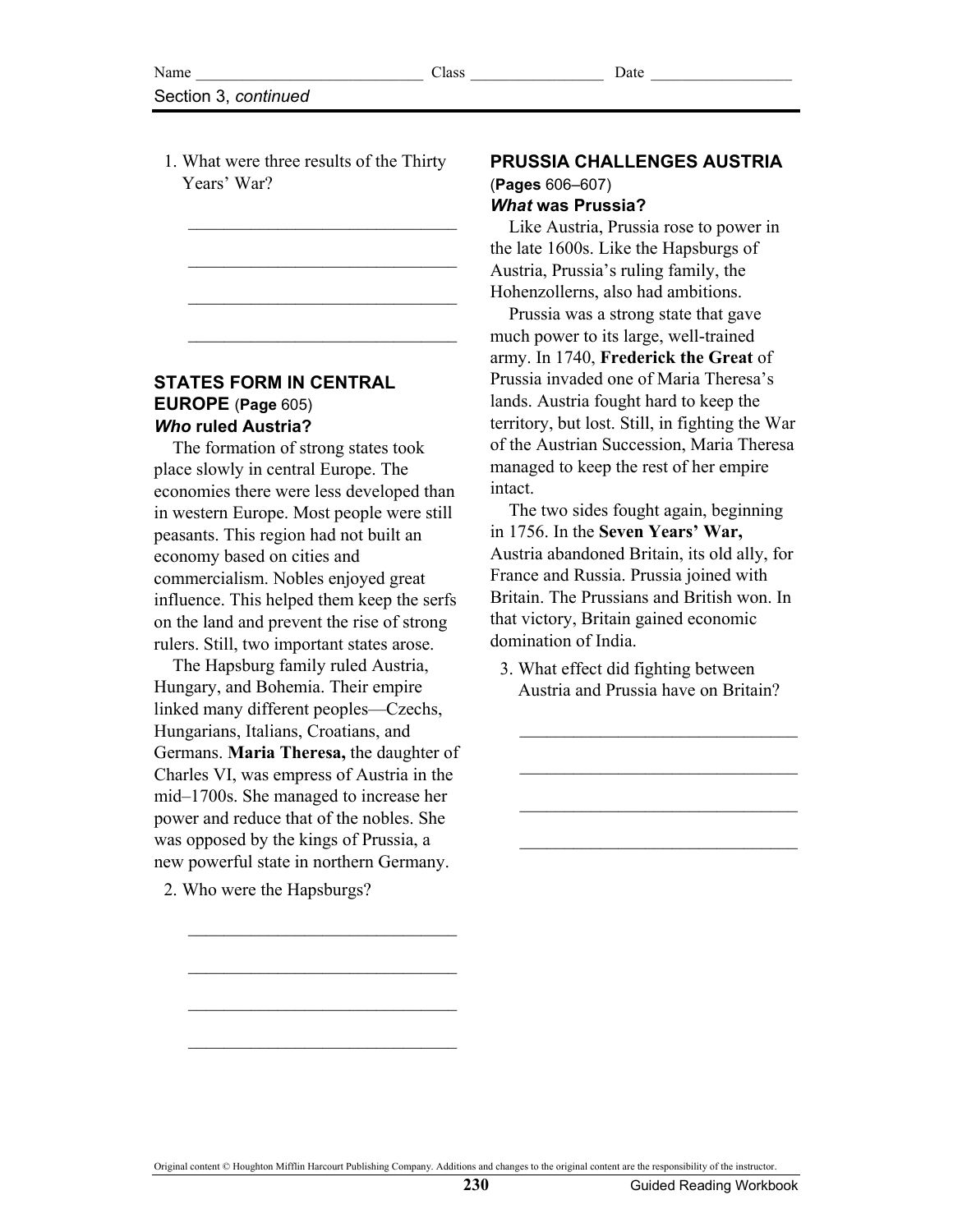Section 3, *continued*

1. What were three results of the Thirty Years' War?

   ______________________________

   ______________________________

   ______________________________

   ______________________________

## STATES FORM IN CENTRAL EUROPE (Page 605)

### *Who* ruled Austria?

The formation of strong states took place slowly in central Europe. The economies there were less developed than in western Europe. Most people were still peasants. This region had not built an economy based on cities and commercialism. Nobles enjoyed great influence. This helped them keep the serfs on the land and prevent the rise of strong rulers. Still, two important states arose.

The Hapsburg family ruled Austria, Hungary, and Bohemia. Their empire linked many different peoples—Czechs, Hungarians, Italians, Croatians, and Germans. **Maria Theresa,** the daughter of Charles VI, was empress of Austria in the mid–1700s. She managed to increase her power and reduce that of the nobles. She was opposed by the kings of Prussia, a new powerful state in northern Germany.

2. Who were the Hapsburgs?

   ______________________________

   ______________________________

   ______________________________

   ______________________________

## PRUSSIA CHALLENGES AUSTRIA (Pages 606–607)

### *What* was Prussia?

Like Austria, Prussia rose to power in the late 1600s. Like the Hapsburgs of Austria, Prussia's ruling family, the Hohenzollerns, also had ambitions.

Prussia was a strong state that gave much power to its large, well-trained army. In 1740, **Frederick the Great** of Prussia invaded one of Maria Theresa's lands. Austria fought hard to keep the territory, but lost. Still, in fighting the War of the Austrian Succession, Maria Theresa managed to keep the rest of her empire intact.

The two sides fought again, beginning in 1756. In the **Seven Years' War,** Austria abandoned Britain, its old ally, for France and Russia. Prussia joined with Britain. The Prussians and British won. In that victory, Britain gained economic domination of India.

3. What effect did fighting between Austria and Prussia have on Britain?

   ______________________________

   ______________________________

   ______________________________

   ______________________________

Original content © Houghton Mifflin Harcourt Publishing Company. Additions and changes to the original content are the responsibility of the instructor.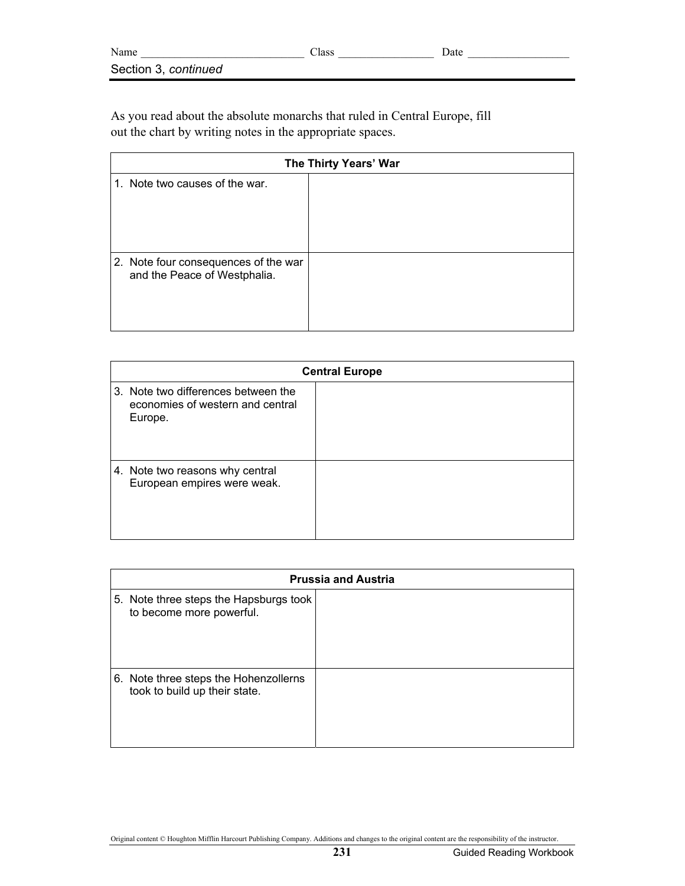Name ____________________________ Class ________________ Date _________________

Section 3, *continued*

As you read about the absolute monarchs that ruled in Central Europe, fill out the chart by writing notes in the appropriate spaces.

| The Thirty Years' War | |
|---|---|
| 1. Note two causes of the war. | |
| 2. Note four consequences of the war and the Peace of Westphalia. | |

| Central Europe | |
|---|---|
| 3. Note two differences between the economies of western and central Europe. | |
| 4. Note two reasons why central European empires were weak. | |

| Prussia and Austria | |
|---|---|
| 5. Note three steps the Hapsburgs took to become more powerful. | |
| 6. Note three steps the Hohenzollerns took to build up their state. | |

Original content © Houghton Mifflin Harcourt Publishing Company. Additions and changes to the original content are the responsibility of the instructor.